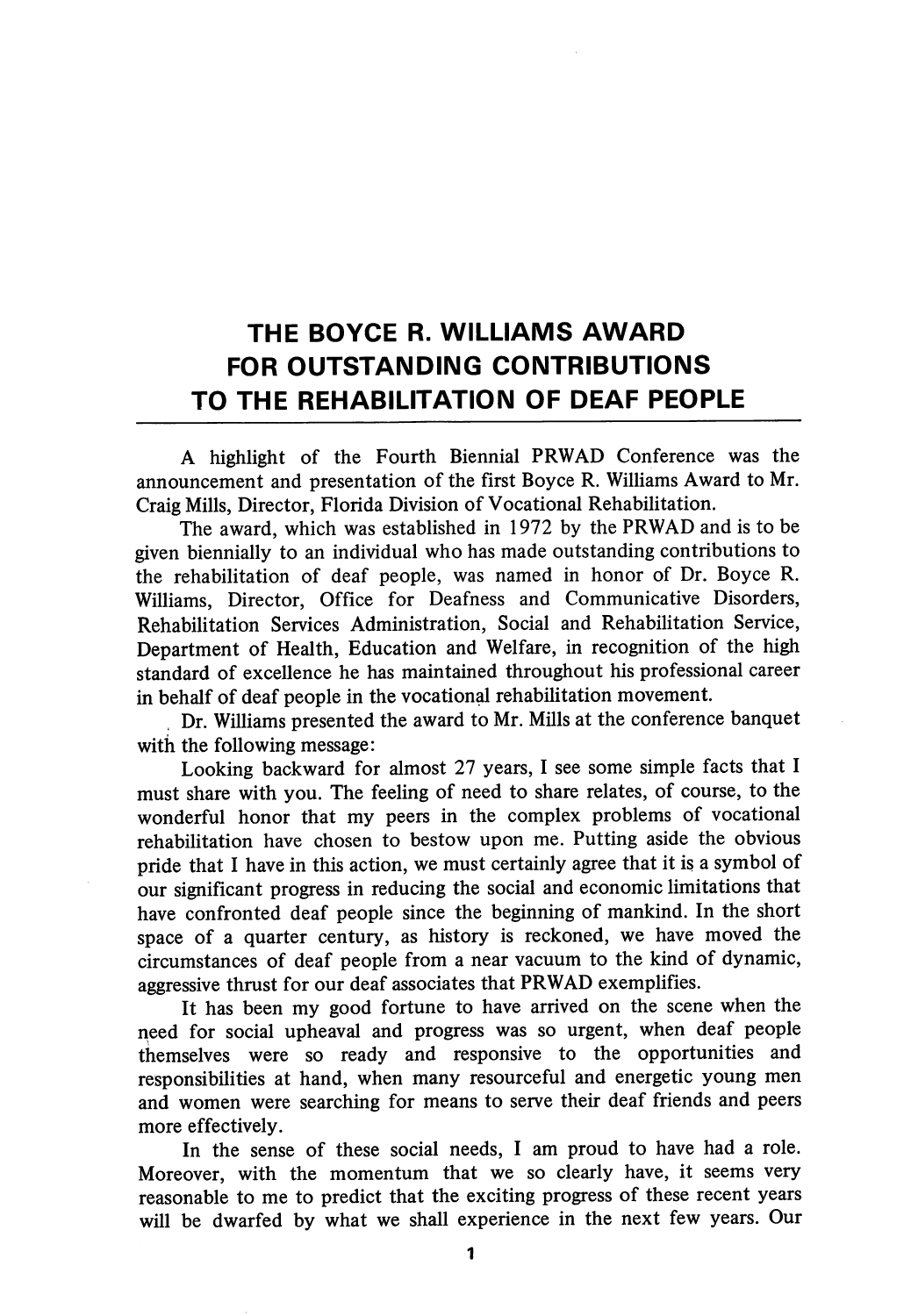# THE BOYCE R. WILLIAMS AWARD FOR OUTSTANDING CONTRIBUTIONS TO THE REHABILITATION OF DEAF PEOPLE

A highlight of the Fourth Biennial PRWAD Conference was the announcement and presentation of the first Boyce R. Williams Award to Mr. Craig Mills, Director, Florida Division of Vocational Rehabilitation.

The award, which was established in 1972 by the PRWAD and is to be given biennially to an individual who has made outstanding contributions to the rehabilitation of deaf people, was named in honor of Dr. Boyce R. Williams, Director, Office for Deafness and Communicative Disorders, Rehabilitation Services Administration, Social and Rehabilitation Service, Department of Health, Education and Welfare, in recognition of the high standard of excellence he has maintained throughout his professional career in behalf of deaf people in the vocational rehabilitation movement.

Dr. Williams presented the award to Mr. Mills at the conference banquet with the following message:

Looking backward for almost 27 years, I see some simple facts that I must share with you. The feeling of need to share relates, of course, to the wonderful honor that my peers in the complex problems of vocational rehabilitation have chosen to bestow upon me. Putting aside the obvious pride that I have in this action, we must certainly agree that it is a symbol of our significant progress in reducing the social and economic limitations that have confronted deaf people since the beginning of mankind. In the short space of a quarter century, as history is reckoned, we have moved the circumstances of deaf people from a near vacuum to the kind of dynamic, aggressive thrust for our deaf associates that PRWAD exemplifies.

It has been my good fortune to have arrived on the scene when the need for social upheaval and progress was so urgent, when deaf people themselves were so ready and responsive to the opportunities and responsibilities at hand, when many resourceful and energetic young men and women were searching for means to serve their deaf friends and peers more effectively.

In the sense of these social needs, I am proud to have had a role. Moreover, with the momentum that we so clearly have, it seems very reasonable to me to predict that the exciting progress of these recent years will be dwarfed by what we shall experience in the next few years. Our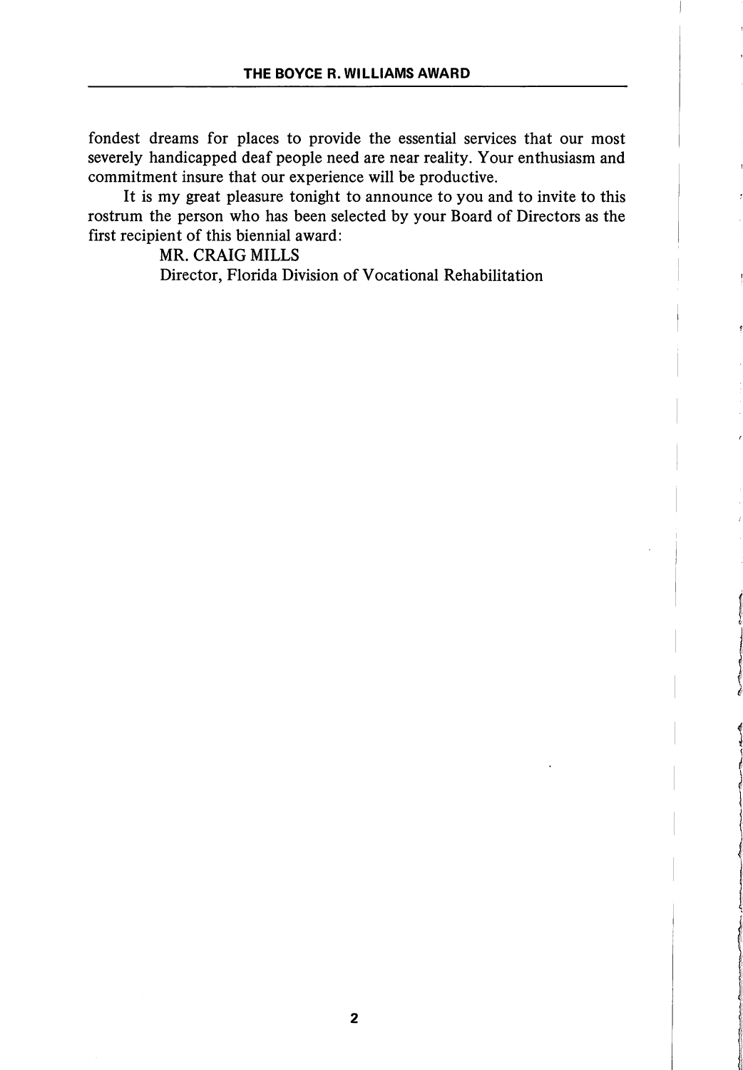fondest dreams for places to provide the essential services that our most severely handicapped deaf people need are near reality. Your enthusiasm and commitment insure that our experience will be productive.

It is my great pleasure tonight to announce to you and to invite to this rostrum the person who has been selected by your Board of Directors as the first recipient of this biennial award:

MR. CRAIG MILLS
Director, Florida Division of Vocational Rehabilitation